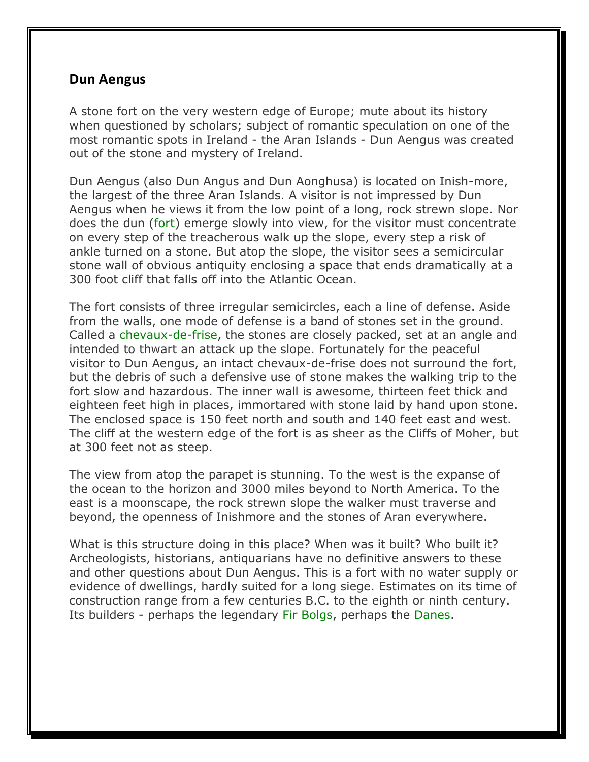## Dun Aengus

A stone fort on the very western edge of Europe; mute about its history when questioned by scholars; subject of romantic speculation on one of the most romantic spots in Ireland - the Aran Islands - Dun Aengus was created out of the stone and mystery of Ireland.

Dun Aengus (also Dun Angus and Dun Aonghusa) is located on Inish-more, the largest of the three Aran Islands. A visitor is not impressed by Dun Aengus when he views it from the low point of a long, rock strewn slope. Nor does the dun (fort) emerge slowly into view, for the visitor must concentrate on every step of the treacherous walk up the slope, every step a risk of ankle turned on a stone. But atop the slope, the visitor sees a semicircular stone wall of obvious antiquity enclosing a space that ends dramatically at a 300 foot cliff that falls off into the Atlantic Ocean.

The fort consists of three irregular semicircles, each a line of defense. Aside from the walls, one mode of defense is a band of stones set in the ground. Called a chevaux-de-frise, the stones are closely packed, set at an angle and intended to thwart an attack up the slope. Fortunately for the peaceful visitor to Dun Aengus, an intact chevaux-de-frise does not surround the fort, but the debris of such a defensive use of stone makes the walking trip to the fort slow and hazardous. The inner wall is awesome, thirteen feet thick and eighteen feet high in places, immortared with stone laid by hand upon stone. The enclosed space is 150 feet north and south and 140 feet east and west. The cliff at the western edge of the fort is as sheer as the Cliffs of Moher, but at 300 feet not as steep.

The view from atop the parapet is stunning. To the west is the expanse of the ocean to the horizon and 3000 miles beyond to North America. To the east is a moonscape, the rock strewn slope the walker must traverse and beyond, the openness of Inishmore and the stones of Aran everywhere.

What is this structure doing in this place? When was it built? Who built it? Archeologists, historians, antiquarians have no definitive answers to these and other questions about Dun Aengus. This is a fort with no water supply or evidence of dwellings, hardly suited for a long siege. Estimates on its time of construction range from a few centuries B.C. to the eighth or ninth century. Its builders - perhaps the legendary Fir Bolgs, perhaps the Danes.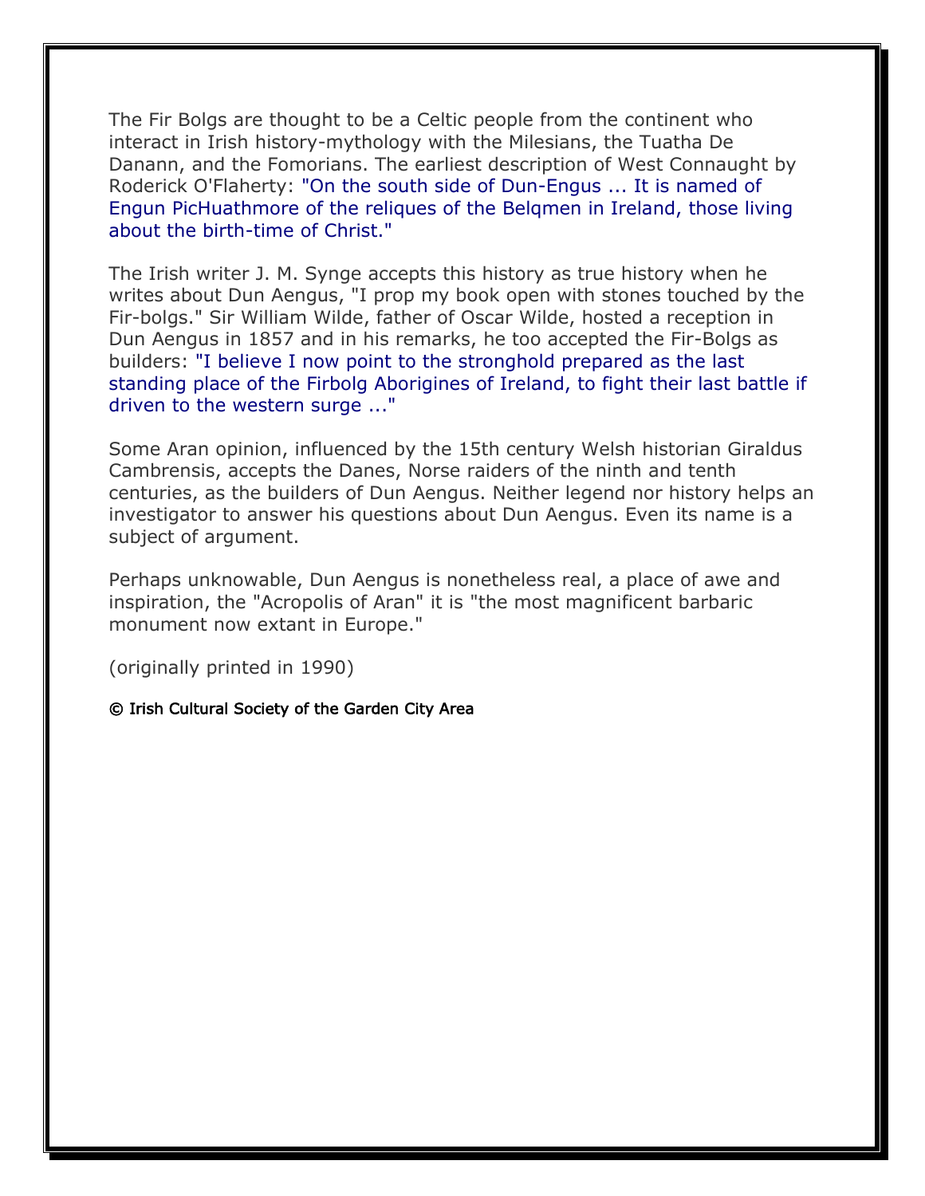The Fir Bolgs are thought to be a Celtic people from the continent who interact in Irish history-mythology with the Milesians, the Tuatha De Danann, and the Fomorians. The earliest description of West Connaught by Roderick O'Flaherty: "On the south side of Dun-Engus ... It is named of Engun PicHuathmore of the reliques of the Belqmen in Ireland, those living about the birth-time of Christ."

The Irish writer J. M. Synge accepts this history as true history when he writes about Dun Aengus, "I prop my book open with stones touched by the Fir-bolgs." Sir William Wilde, father of Oscar Wilde, hosted a reception in Dun Aengus in 1857 and in his remarks, he too accepted the Fir-Bolgs as builders: "I believe I now point to the stronghold prepared as the last standing place of the Firbolg Aborigines of Ireland, to fight their last battle if driven to the western surge ..."

Some Aran opinion, influenced by the 15th century Welsh historian Giraldus Cambrensis, accepts the Danes, Norse raiders of the ninth and tenth centuries, as the builders of Dun Aengus. Neither legend nor history helps an investigator to answer his questions about Dun Aengus. Even its name is a subject of argument.

Perhaps unknowable, Dun Aengus is nonetheless real, a place of awe and inspiration, the "Acropolis of Aran" it is "the most magnificent barbaric monument now extant in Europe."

(originally printed in 1990)

© Irish Cultural Society of the Garden City Area